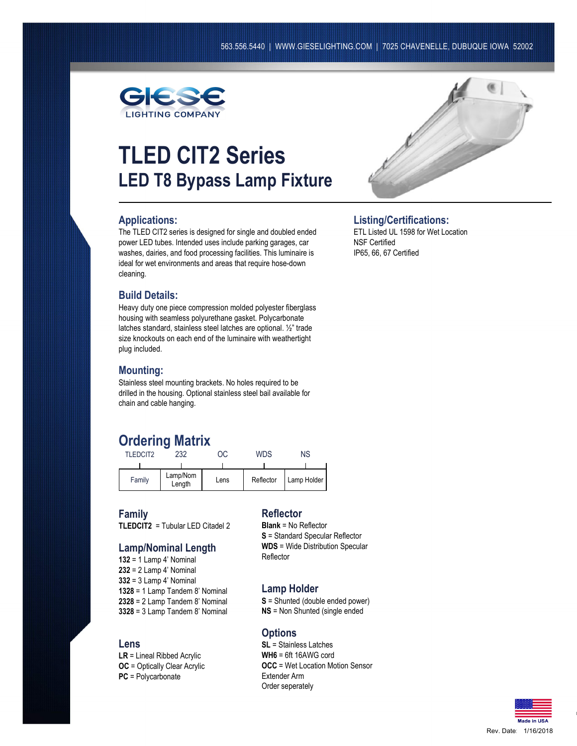563.556.5440 | WWW.GIESELIGHTING.COM | 7025 CHAVENELLE, DUBUQUE IOWA 52002

GIESE LIGHTING COMPANY

# TLED CIT2 Series

## LED T8 Bypass Lamp Fixture

### Applications:

The TLED CIT2 series is designed for single and doubled ended power LED tubes. Intended uses include parking garages, car washes, dairies, and food processing facilities. This luminaire is ideal for wet environments and areas that require hose-down cleaning.

### Build Details:

Heavy duty one piece compression molded polyester fiberglass housing with seamless polyurethane gasket. Polycarbonate latches standard, stainless steel latches are optional. ½" trade size knockouts on each end of the luminaire with weathertight plug included.

### Mounting:

Stainless steel mounting brackets. No holes required to be drilled in the housing. Optional stainless steel bail available for chain and cable hanging.

### Listing/Certifications:

ETL Listed UL 1598 for Wet Location
NSF Certified
IP65, 66, 67 Certified

## Ordering Matrix

| TLEDCIT2 | 232 | OC | WDS | NS |
|---|---|---|---|---|
| Family | Lamp/Nom Length | Lens | Reflector | Lamp Holder |

### Family

**TLEDCIT2** = Tubular LED Citadel 2

### Lamp/Nominal Length

**132** = 1 Lamp 4' Nominal
**232** = 2 Lamp 4' Nominal
**332** = 3 Lamp 4' Nominal
**1328** = 1 Lamp Tandem 8' Nominal
**2328** = 2 Lamp Tandem 8' Nominal
**3328** = 3 Lamp Tandem 8' Nominal

### Lens

**LR** = Lineal Ribbed Acrylic
**OC** = Optically Clear Acrylic
**PC** = Polycarbonate

### Reflector

**Blank** = No Reflector
**S** = Standard Specular Reflector
**WDS** = Wide Distribution Specular Reflector

### Lamp Holder

**S** = Shunted (double ended power)
**NS** = Non Shunted (single ended

### Options

**SL** = Stainless Latches
**WH6** = 6ft 16AWG cord
**OCC** = Wet Location Motion Sensor Extender Arm
Order seperately

Made in USA

Rev. Date: 1/16/2018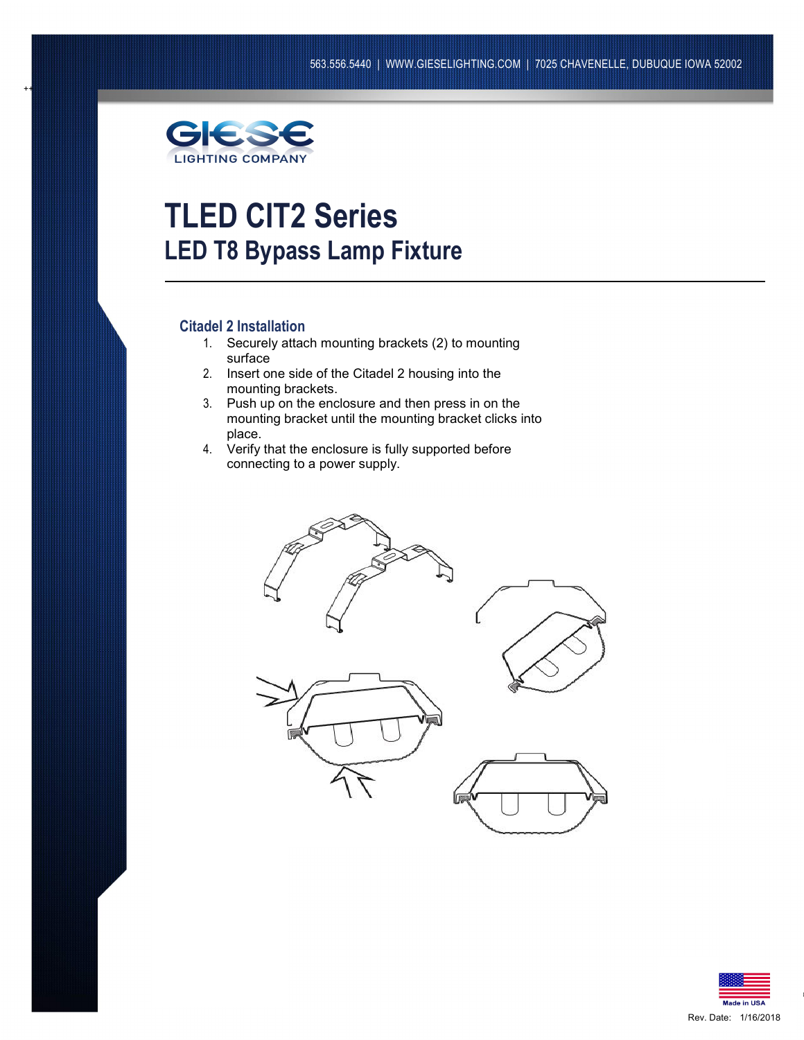# TLED CIT2 Series

## LED T8 Bypass Lamp Fixture

### Citadel 2 Installation

1. Securely attach mounting brackets (2) to mounting surface
2. Insert one side of the Citadel 2 housing into the mounting brackets.
3. Push up on the enclosure and then press in on the mounting bracket until the mounting bracket clicks into place.
4. Verify that the enclosure is fully supported before connecting to a power supply.

Made in USA

Rev. Date: 1/16/2018